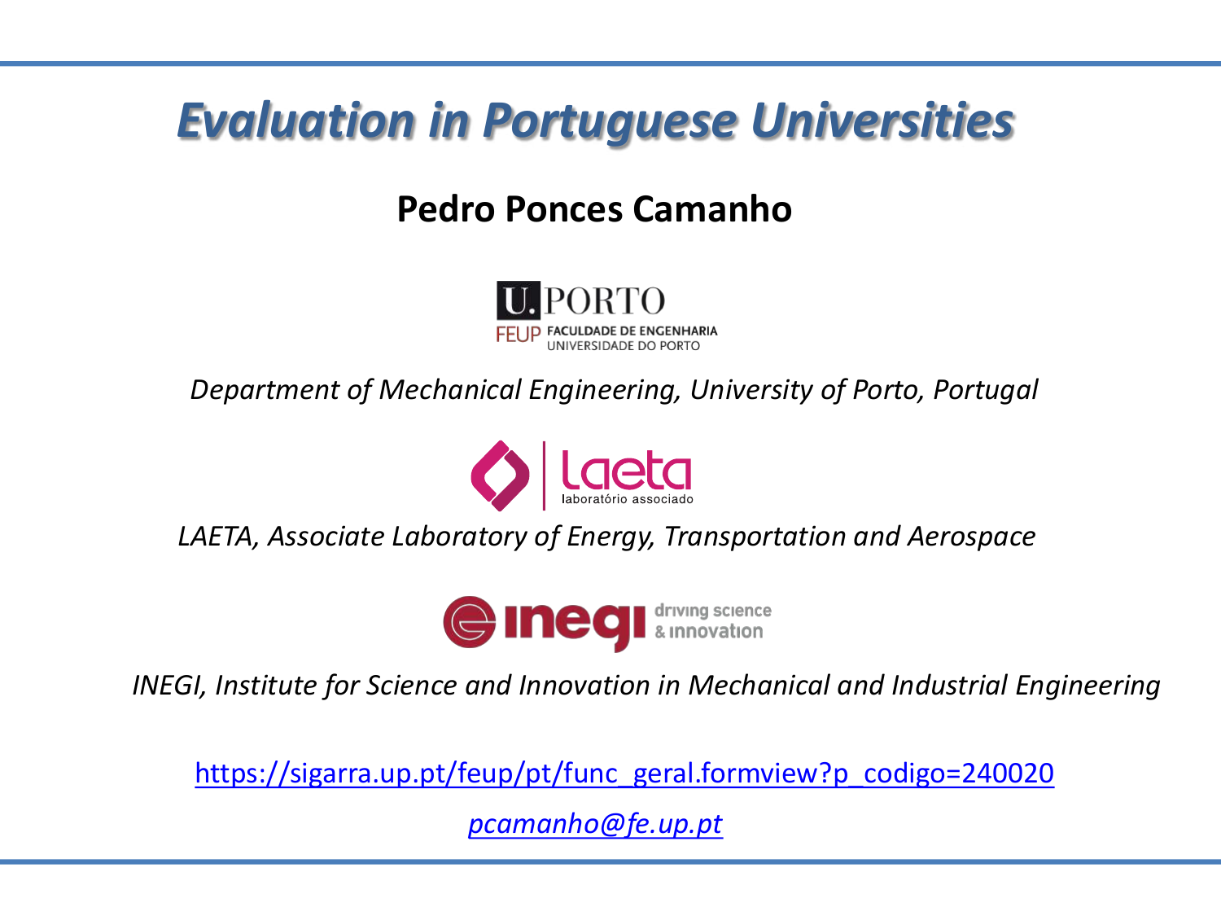# Evaluation in Portuguese Universities

**Pedro Ponces Camanho**

U.PORTO
FEUP FACULDADE DE ENGENHARIA
UNIVERSIDADE DO PORTO

*Department of Mechanical Engineering, University of Porto, Portugal*

laeta
laboratório associado

*LAETA, Associate Laboratory of Energy, Transportation and Aerospace*

inegi driving science & innovation

*INEGI, Institute for Science and Innovation in Mechanical and Industrial Engineering*

https://sigarra.up.pt/feup/pt/func_geral.formview?p_codigo=240020

*pcamanho@fe.up.pt*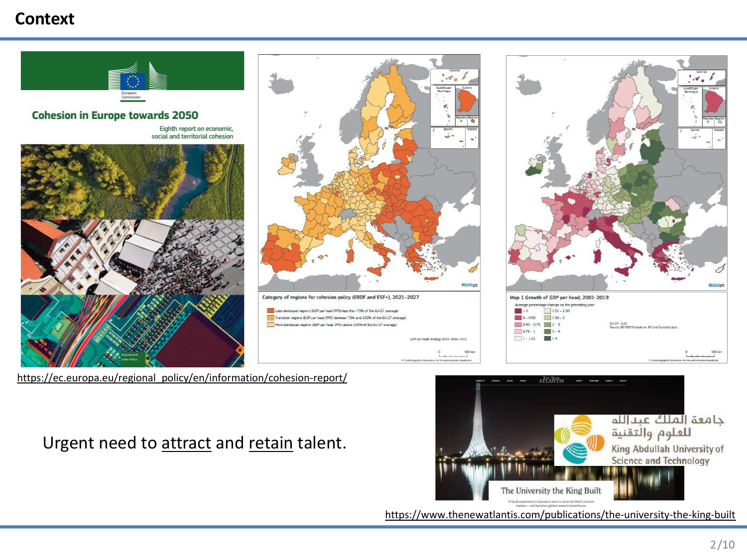# Context

https://ec.europa.eu/regional_policy/en/information/cohesion-report/

Urgent need to attract and retain talent.

https://www.thenewatlantis.com/publications/the-university-the-king-built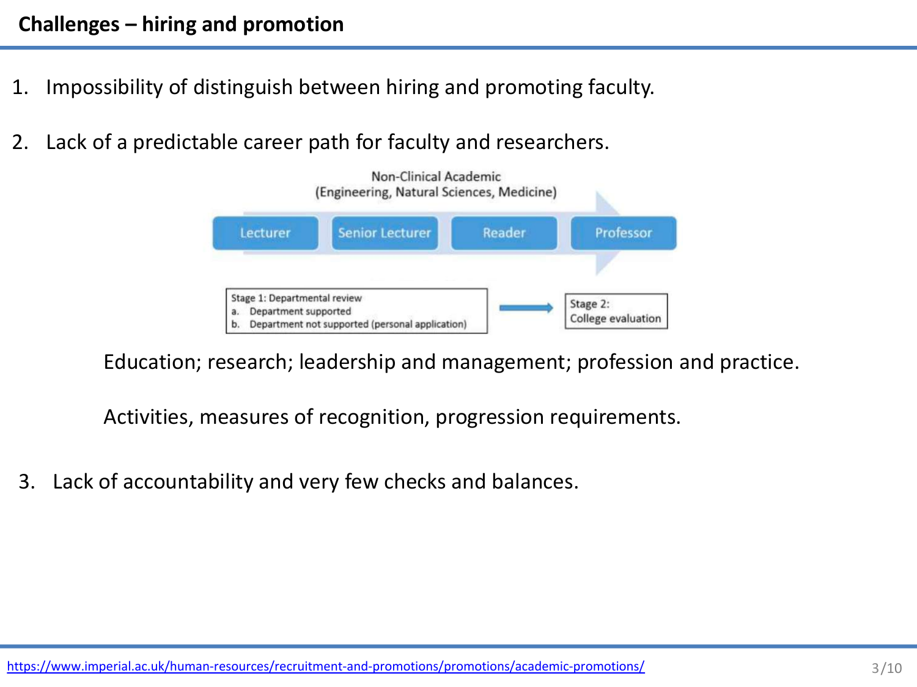## Challenges – hiring and promotion

1. Impossibility of distinguish between hiring and promoting faculty.

2. Lack of a predictable career path for faculty and researchers.

Non-Clinical Academic
(Engineering, Natural Sciences, Medicine)

Lecturer → Senior Lecturer → Reader → Professor

Stage 1: Departmental review
a. Department supported
b. Department not supported (personal application)

→ Stage 2: College evaluation

Education; research; leadership and management; profession and practice.

Activities, measures of recognition, progression requirements.

3. Lack of accountability and very few checks and balances.

https://www.imperial.ac.uk/human-resources/recruitment-and-promotions/promotions/academic-promotions/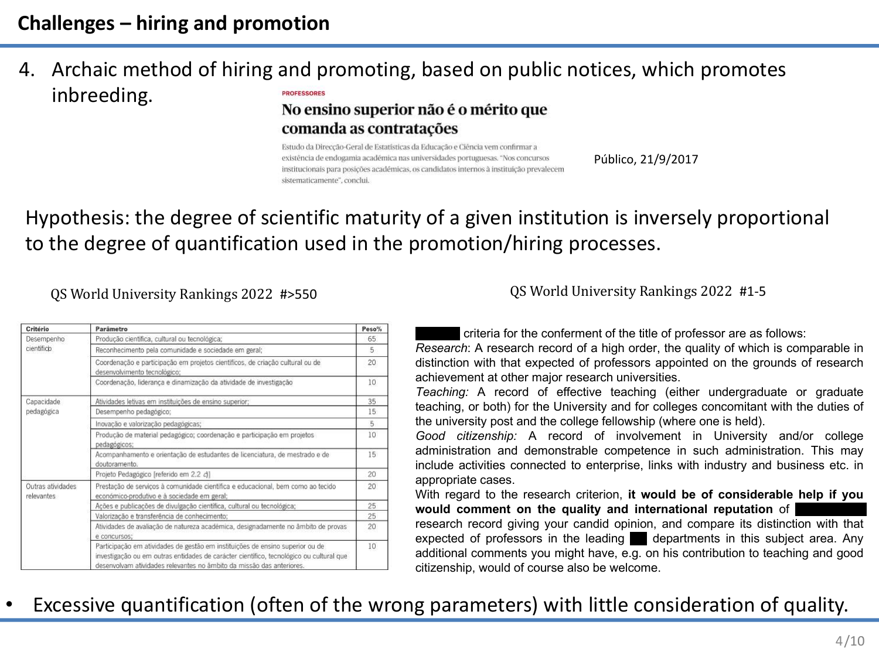# Challenges – hiring and promotion

4. Archaic method of hiring and promoting, based on public notices, which promotes inbreeding.

PROFESSORES

**No ensino superior não é o mérito que comanda as contratações**

Estudo da Direcção-Geral de Estatísticas da Educação e Ciência vem confirmar a existência de endogamia académica nas universidades portuguesas. "Nos concursos institucionais para posições académicas, os candidatos internos à instituição prevalecem sistematicamente", conclui.

Público, 21/9/2017

Hypothesis: the degree of scientific maturity of a given institution is inversely proportional to the degree of quantification used in the promotion/hiring processes.

QS World University Rankings 2022 #>550

| Critério | Parâmetro | Peso% |
|---|---|---|
| Desempenho científico | Produção científica, cultural ou tecnológica; | 65 |
| | Reconhecimento pela comunidade e sociedade em geral; | 5 |
| | Coordenação e participação em projetos científicos, de criação cultural ou de desenvolvimento tecnológico; | 20 |
| | Coordenação, liderança e dinamização da atividade de investigação | 10 |
| Capacidade pedagógica | Atividades letivas em instituições de ensino superior; | 35 |
| | Desempenho pedagógico; | 15 |
| | Inovação e valorização pedagógicas; | 5 |
| | Produção de material pedagógico; coordenação e participação em projetos pedagógicos; | 10 |
| | Acompanhamento e orientação de estudantes de licenciatura, de mestrado e de doutoramento. | 15 |
| | Projeto Pedagógico [referido em 2.2 d)] | 20 |
| Outras atividades relevantes | Prestação de serviços à comunidade científica e educacional, bem como ao tecido económico-produtivo e à sociedade em geral; | 20 |
| | Ações e publicações de divulgação científica, cultural ou tecnológica; | 25 |
| | Valorização e transferência de conhecimento; | 25 |
| | Atividades de avaliação de natureza académica, designadamente no âmbito de provas e concursos; | 20 |
| | Participação em atividades de gestão em instituições de ensino superior ou de investigação ou em outras entidades de carácter científico, tecnológico ou cultural que desenvolvam atividades relevantes no âmbito da missão das anteriores. | 10 |

QS World University Rankings 2022 #1-5

███ criteria for the conferment of the title of professor are as follows:

*Research*: A research record of a high order, the quality of which is comparable in distinction with that expected of professors appointed on the grounds of research achievement at other major research universities.

*Teaching:* A record of effective teaching (either undergraduate or graduate teaching, or both) for the University and for colleges concomitant with the duties of the university post and the college fellowship (where one is held).

*Good citizenship:* A record of involvement in University and/or college administration and demonstrable competence in such administration. This may include activities connected to enterprise, links with industry and business etc. in appropriate cases.

With regard to the research criterion, **it would be of considerable help if you would comment on the quality and international reputation** of ███ research record giving your candid opinion, and compare its distinction with that expected of professors in the leading ███ departments in this subject area. Any additional comments you might have, e.g. on his contribution to teaching and good citizenship, would of course also be welcome.

- Excessive quantification (often of the wrong parameters) with little consideration of quality.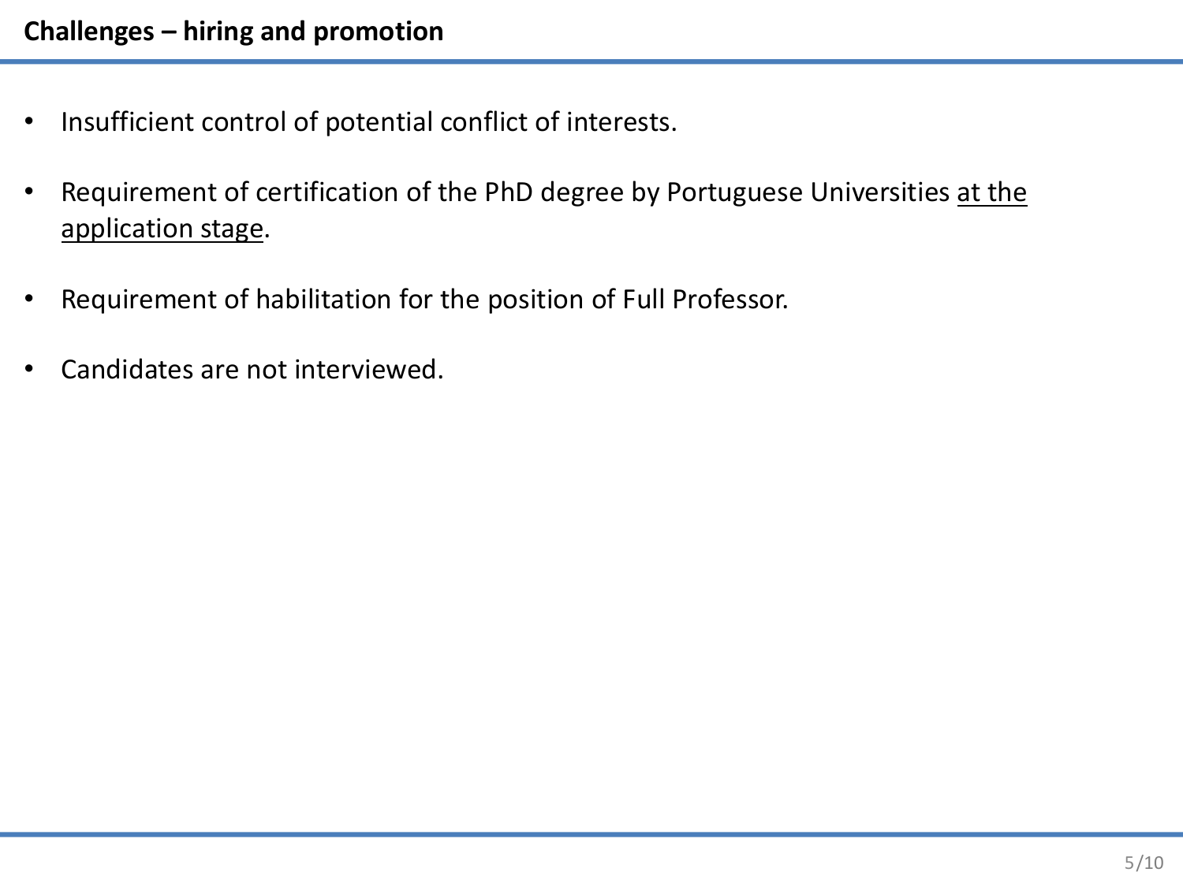## Challenges – hiring and promotion

- Insufficient control of potential conflict of interests.
- Requirement of certification of the PhD degree by Portuguese Universities <u>at the application stage</u>.
- Requirement of habilitation for the position of Full Professor.
- Candidates are not interviewed.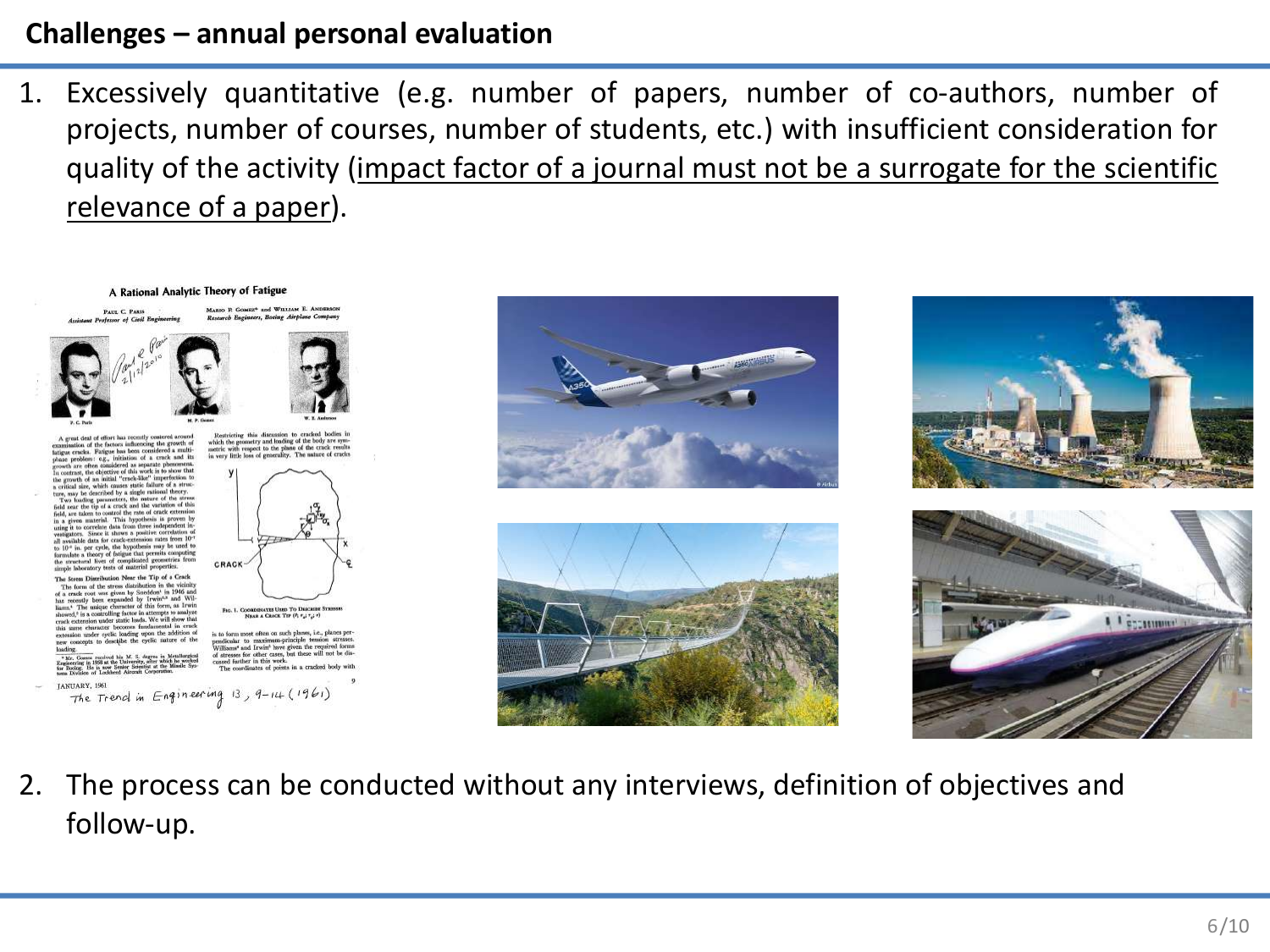## Challenges – annual personal evaluation

1. Excessively quantitative (e.g. number of papers, number of co-authors, number of projects, number of courses, number of students, etc.) with insufficient consideration for quality of the activity (<u>impact factor of a journal must not be a surrogate for the scientific relevance of a paper</u>).

2. The process can be conducted without any interviews, definition of objectives and follow-up.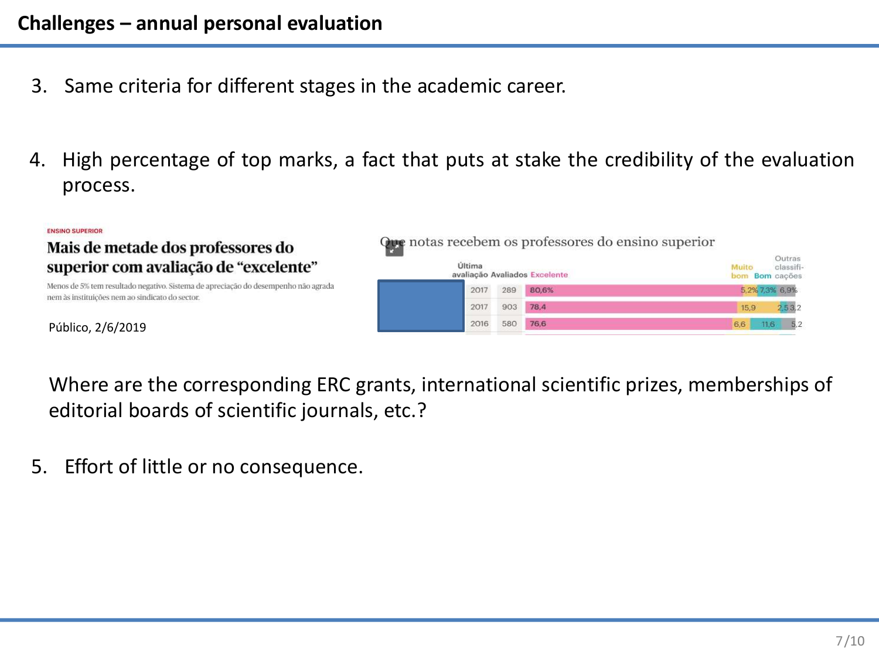# Challenges – annual personal evaluation

3. Same criteria for different stages in the academic career.

4. High percentage of top marks, a fact that puts at stake the credibility of the evaluation process.

ENSINO SUPERIOR

**Mais de metade dos professores do superior com avaliação de "excelente"**

Menos de 5% tem resultado negativo. Sistema de apreciação do desempenho não agrada nem às instituições nem ao sindicato do sector.

Público, 2/6/2019

Que notas recebem os professores do ensino superior

| | Última avaliação | Avaliados | Excelente | Muito bom | Bom | Outras classificações |
|---|---|---|---|---|---|---|
| | 2017 | 289 | 80,6% | 5,2% | 7,3% | 6,9% |
| | 2017 | 903 | 78,4 | 15,9 | 2,5 | 3,2 |
| | 2016 | 580 | 76,6 | 6,6 | 11,6 | 5,2 |

Where are the corresponding ERC grants, international scientific prizes, memberships of editorial boards of scientific journals, etc.?

5. Effort of little or no consequence.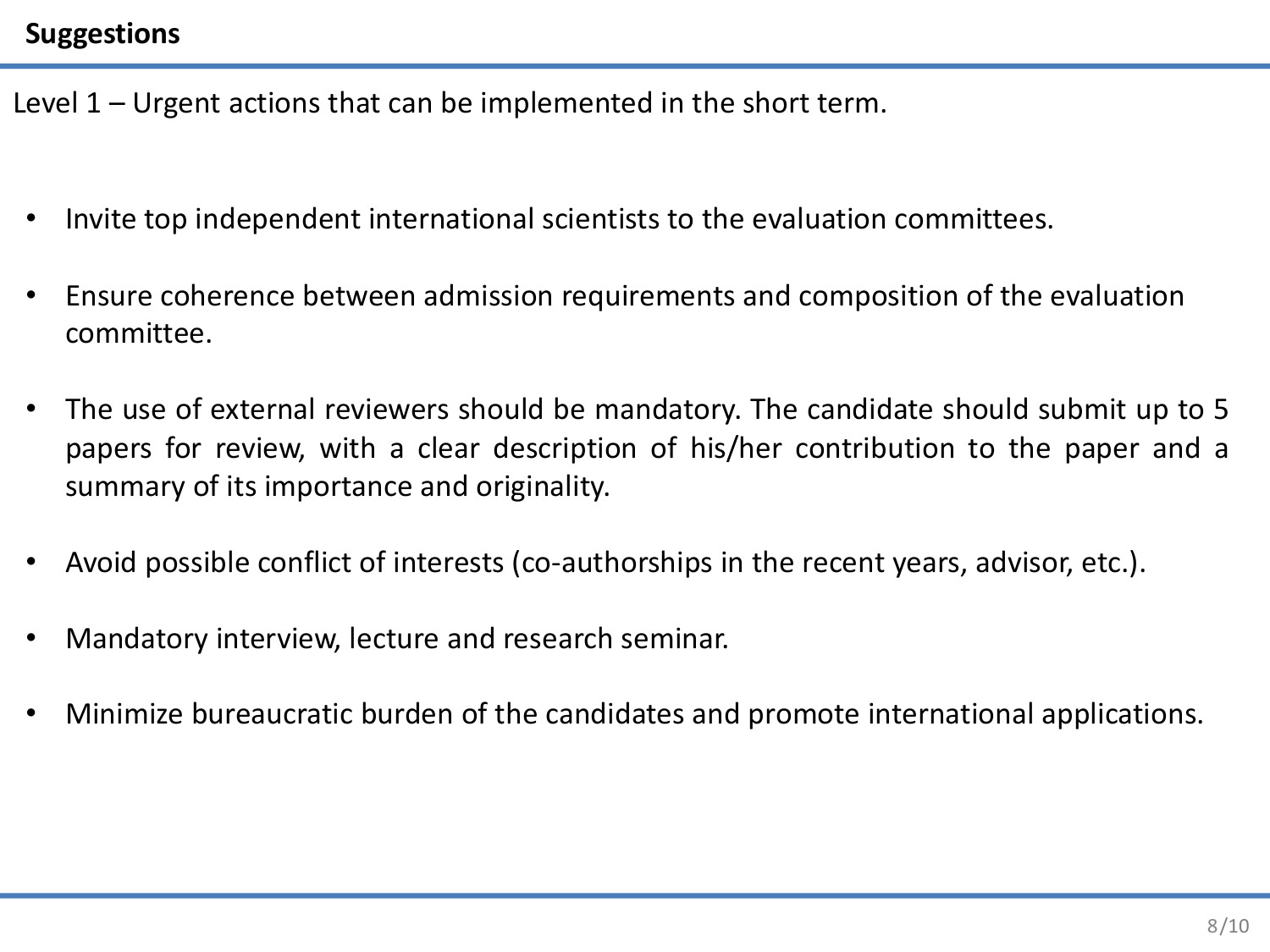## Suggestions

Level 1 – Urgent actions that can be implemented in the short term.

- Invite top independent international scientists to the evaluation committees.
- Ensure coherence between admission requirements and composition of the evaluation committee.
- The use of external reviewers should be mandatory. The candidate should submit up to 5 papers for review, with a clear description of his/her contribution to the paper and a summary of its importance and originality.
- Avoid possible conflict of interests (co-authorships in the recent years, advisor, etc.).
- Mandatory interview, lecture and research seminar.
- Minimize bureaucratic burden of the candidates and promote international applications.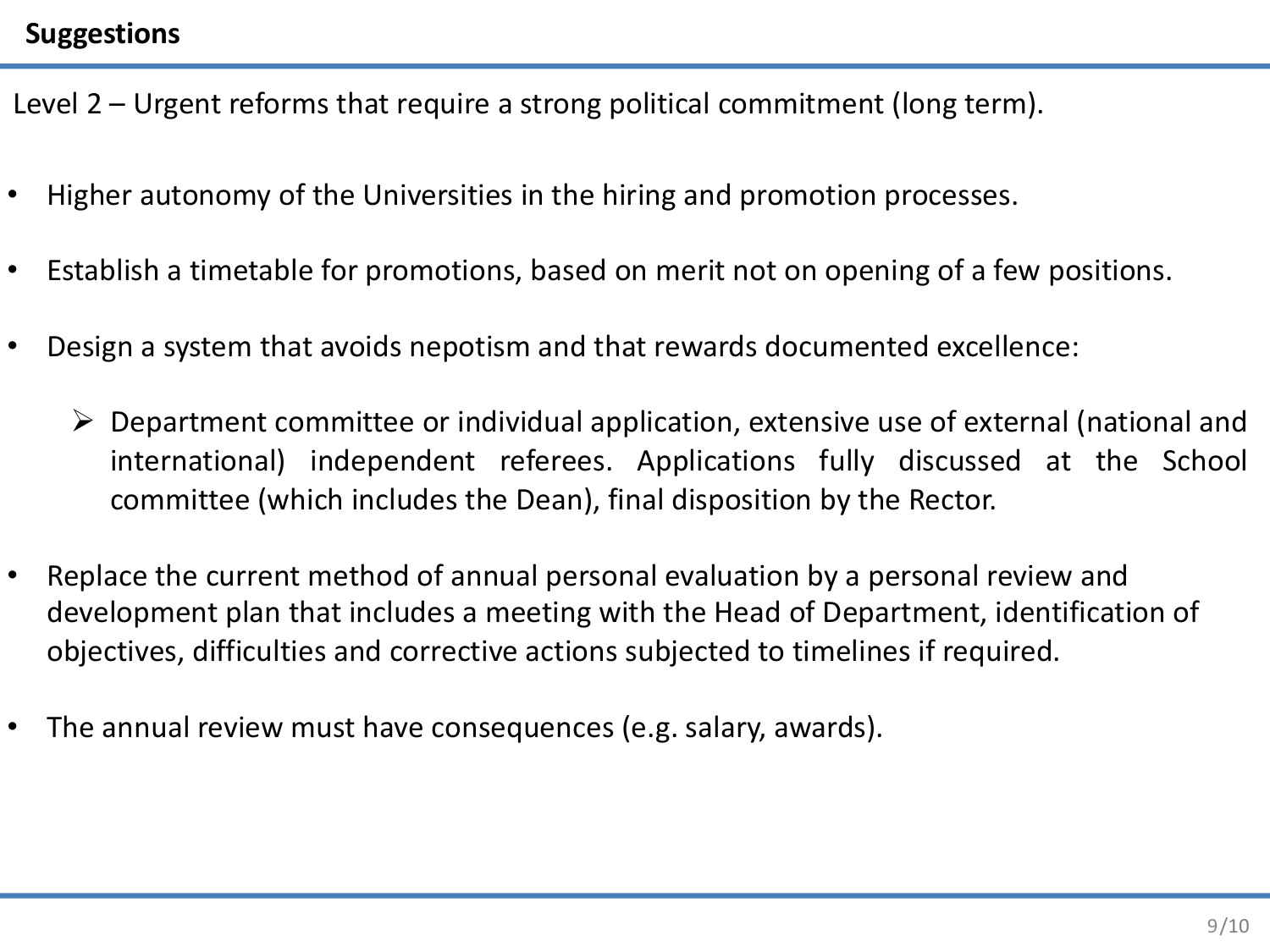## Suggestions

Level 2 – Urgent reforms that require a strong political commitment (long term).

- Higher autonomy of the Universities in the hiring and promotion processes.
- Establish a timetable for promotions, based on merit not on opening of a few positions.
- Design a system that avoids nepotism and that rewards documented excellence:
  - Department committee or individual application, extensive use of external (national and international) independent referees. Applications fully discussed at the School committee (which includes the Dean), final disposition by the Rector.
- Replace the current method of annual personal evaluation by a personal review and development plan that includes a meeting with the Head of Department, identification of objectives, difficulties and corrective actions subjected to timelines if required.
- The annual review must have consequences (e.g. salary, awards).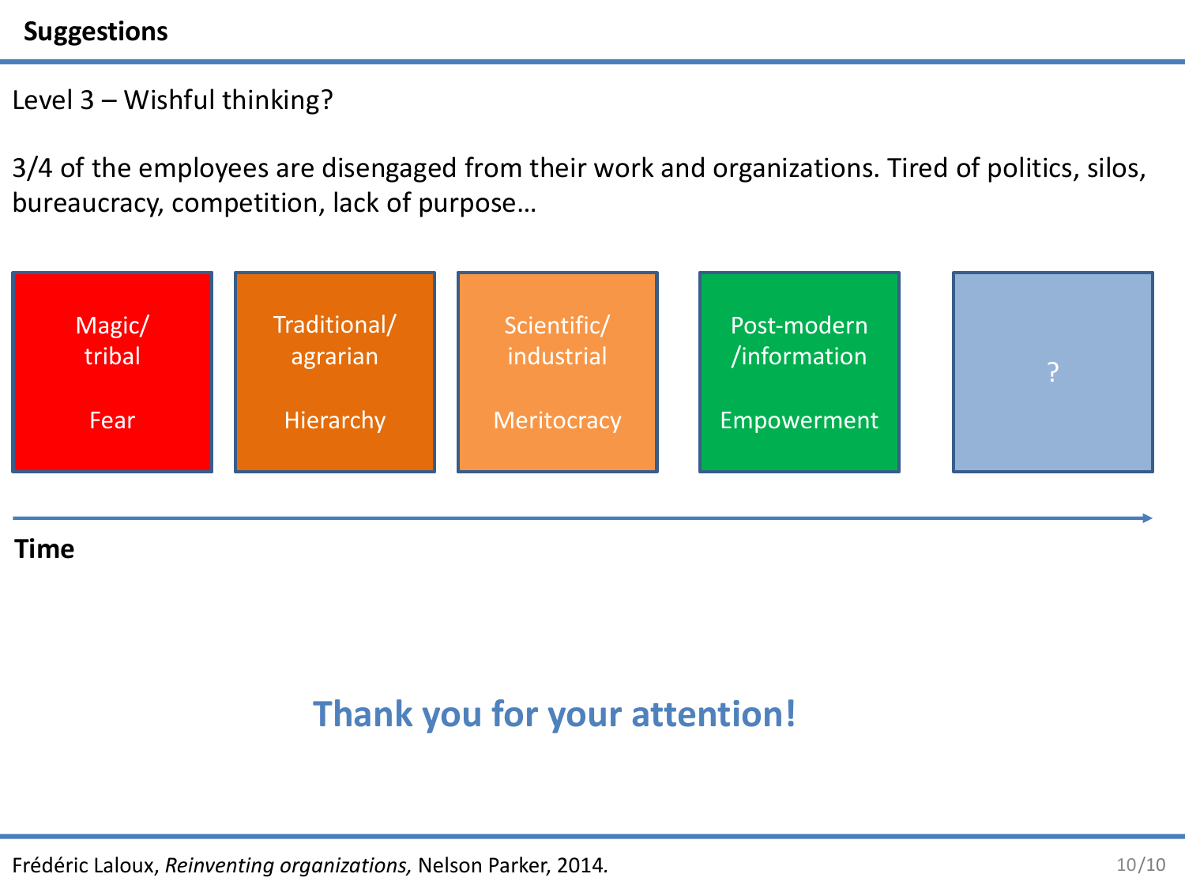## Suggestions

Level 3 – Wishful thinking?

3/4 of the employees are disengaged from their work and organizations. Tired of politics, silos, bureaucracy, competition, lack of purpose…

Magic/ tribal

Fear

Traditional/ agrarian

Hierarchy

Scientific/ industrial

Meritocracy

Post-modern /information

Empowerment

?

Time

**Thank you for your attention!**

Frédéric Laloux, *Reinventing organizations,* Nelson Parker, 2014.